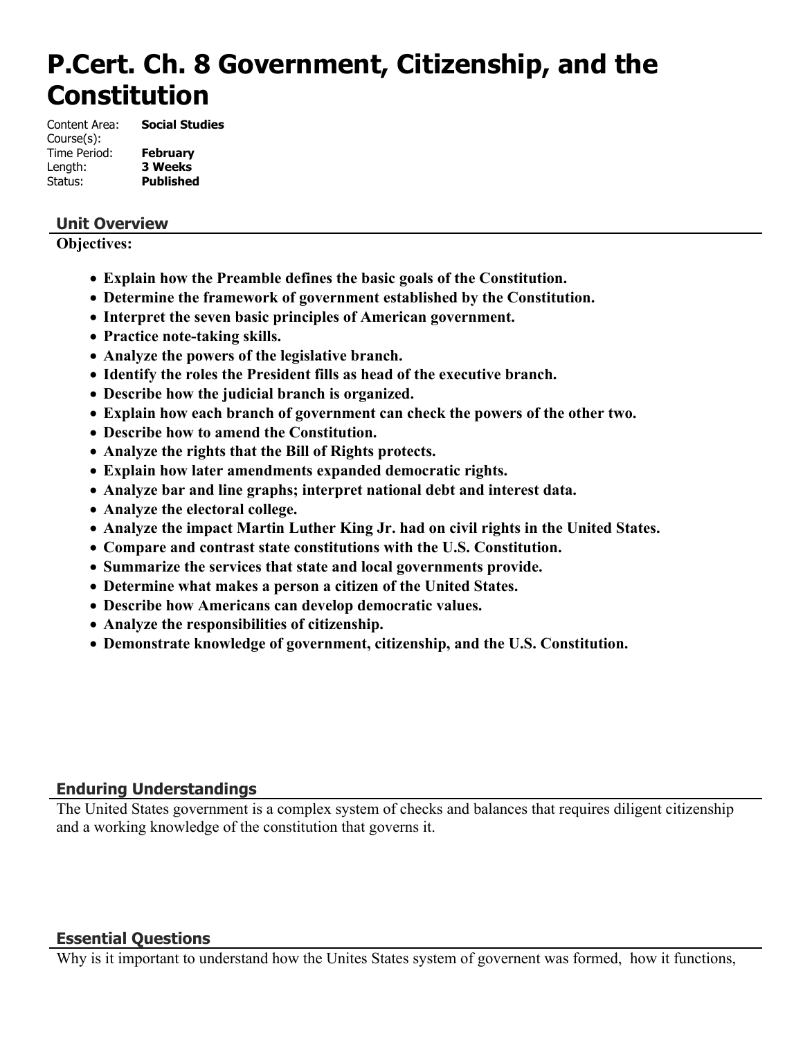# P.Cert. Ch. 8 Government, Citizenship, and the Constitution

Content Area: **Social Studies**
Course(s):
Time Period: **February**
Length: **3 Weeks**
Status: **Published**

## Unit Overview

**Objectives:**

- **Explain how the Preamble defines the basic goals of the Constitution.**
- **Determine the framework of government established by the Constitution.**
- **Interpret the seven basic principles of American government.**
- **Practice note-taking skills.**
- **Analyze the powers of the legislative branch.**
- **Identify the roles the President fills as head of the executive branch.**
- **Describe how the judicial branch is organized.**
- **Explain how each branch of government can check the powers of the other two.**
- **Describe how to amend the Constitution.**
- **Analyze the rights that the Bill of Rights protects.**
- **Explain how later amendments expanded democratic rights.**
- **Analyze bar and line graphs; interpret national debt and interest data.**
- **Analyze the electoral college.**
- **Analyze the impact Martin Luther King Jr. had on civil rights in the United States.**
- **Compare and contrast state constitutions with the U.S. Constitution.**
- **Summarize the services that state and local governments provide.**
- **Determine what makes a person a citizen of the United States.**
- **Describe how Americans can develop democratic values.**
- **Analyze the responsibilities of citizenship.**
- **Demonstrate knowledge of government, citizenship, and the U.S. Constitution.**

## Enduring Understandings

The United States government is a complex system of checks and balances that requires diligent citizenship and a working knowledge of the constitution that governs it.

## Essential Questions

Why is it important to understand how the Unites States system of governent was formed, how it functions,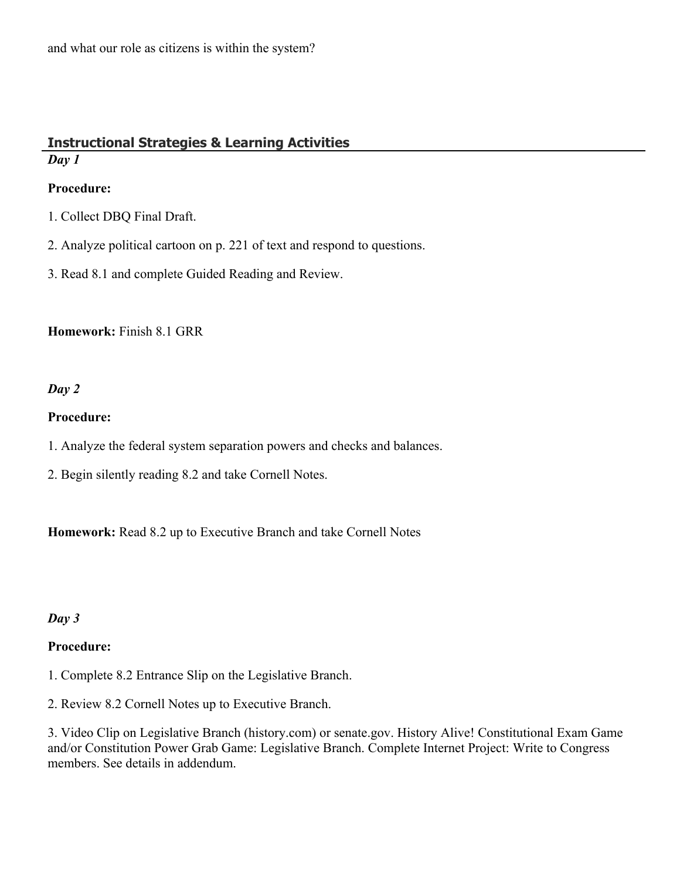and what our role as citizens is within the system?

## Instructional Strategies & Learning Activities

### *Day 1*

**Procedure:**

1. Collect DBQ Final Draft.

2. Analyze political cartoon on p. 221 of text and respond to questions.

3. Read 8.1 and complete Guided Reading and Review.

**Homework:** Finish 8.1 GRR

### *Day 2*

**Procedure:**

1. Analyze the federal system separation powers and checks and balances.

2. Begin silently reading 8.2 and take Cornell Notes.

**Homework:** Read 8.2 up to Executive Branch and take Cornell Notes

### *Day 3*

**Procedure:**

1. Complete 8.2 Entrance Slip on the Legislative Branch.

2. Review 8.2 Cornell Notes up to Executive Branch.

3. Video Clip on Legislative Branch (history.com) or senate.gov. History Alive! Constitutional Exam Game and/or Constitution Power Grab Game: Legislative Branch. Complete Internet Project: Write to Congress members. See details in addendum.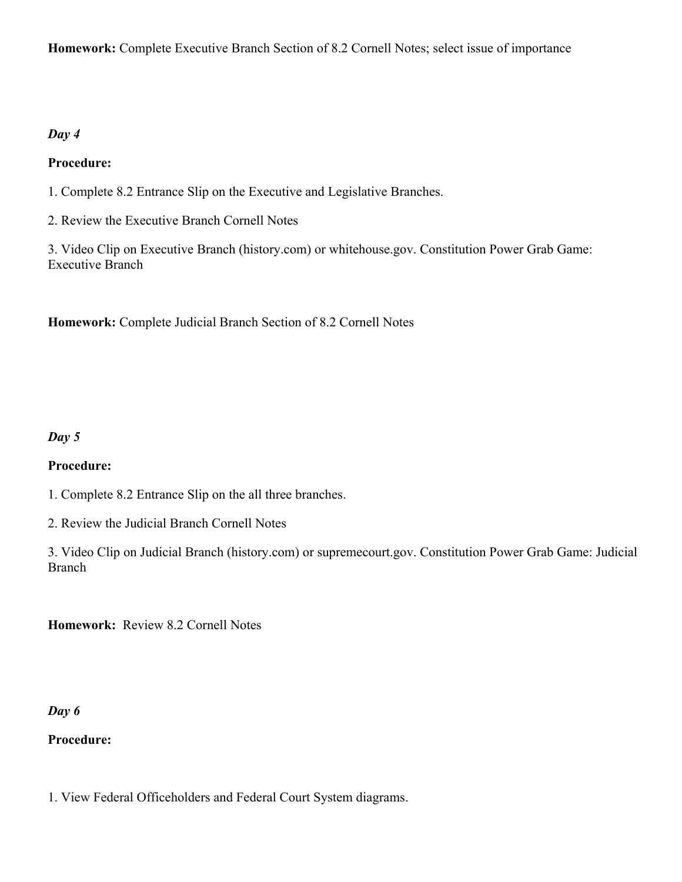**Homework:** Complete Executive Branch Section of 8.2 Cornell Notes; select issue of importance

*Day 4*

**Procedure:**

1. Complete 8.2 Entrance Slip on the Executive and Legislative Branches.

2. Review the Executive Branch Cornell Notes

3. Video Clip on Executive Branch (history.com) or whitehouse.gov. Constitution Power Grab Game: Executive Branch

**Homework:** Complete Judicial Branch Section of 8.2 Cornell Notes

*Day 5*

**Procedure:**

1. Complete 8.2 Entrance Slip on the all three branches.

2. Review the Judicial Branch Cornell Notes

3. Video Clip on Judicial Branch (history.com) or supremecourt.gov. Constitution Power Grab Game: Judicial Branch

**Homework:** Review 8.2 Cornell Notes

*Day 6*

**Procedure:**

1. View Federal Officeholders and Federal Court System diagrams.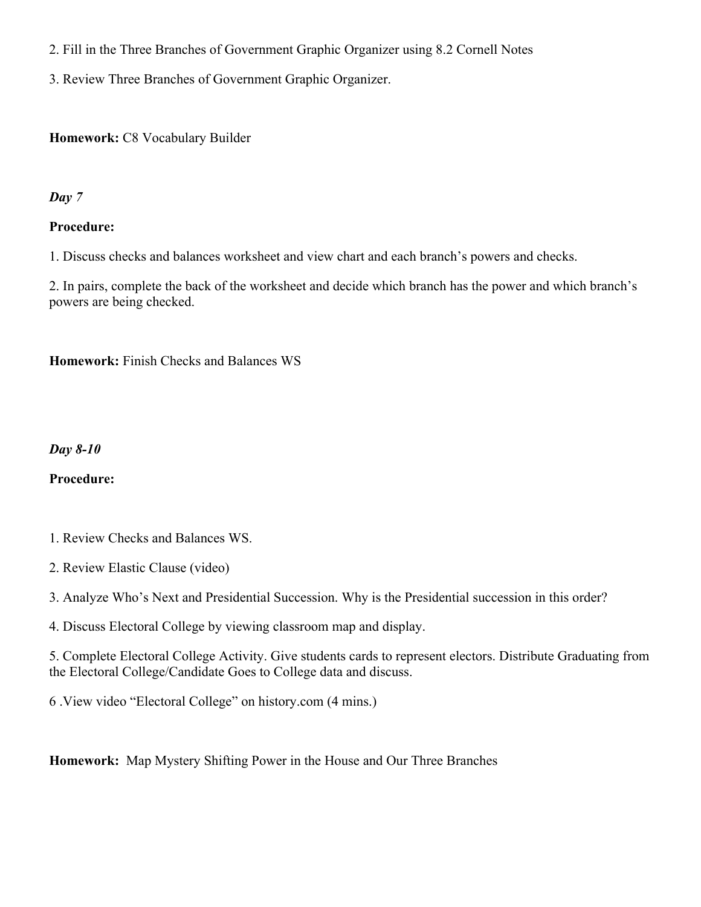2. Fill in the Three Branches of Government Graphic Organizer using 8.2 Cornell Notes

3. Review Three Branches of Government Graphic Organizer.

**Homework:** C8 Vocabulary Builder

***Day 7***

**Procedure:**

1. Discuss checks and balances worksheet and view chart and each branch's powers and checks.

2. In pairs, complete the back of the worksheet and decide which branch has the power and which branch's powers are being checked.

**Homework:** Finish Checks and Balances WS

***Day 8-10***

**Procedure:**

1. Review Checks and Balances WS.

2. Review Elastic Clause (video)

3. Analyze Who's Next and Presidential Succession. Why is the Presidential succession in this order?

4. Discuss Electoral College by viewing classroom map and display.

5. Complete Electoral College Activity. Give students cards to represent electors. Distribute Graduating from the Electoral College/Candidate Goes to College data and discuss.

6 .View video "Electoral College" on history.com (4 mins.)

**Homework:** Map Mystery Shifting Power in the House and Our Three Branches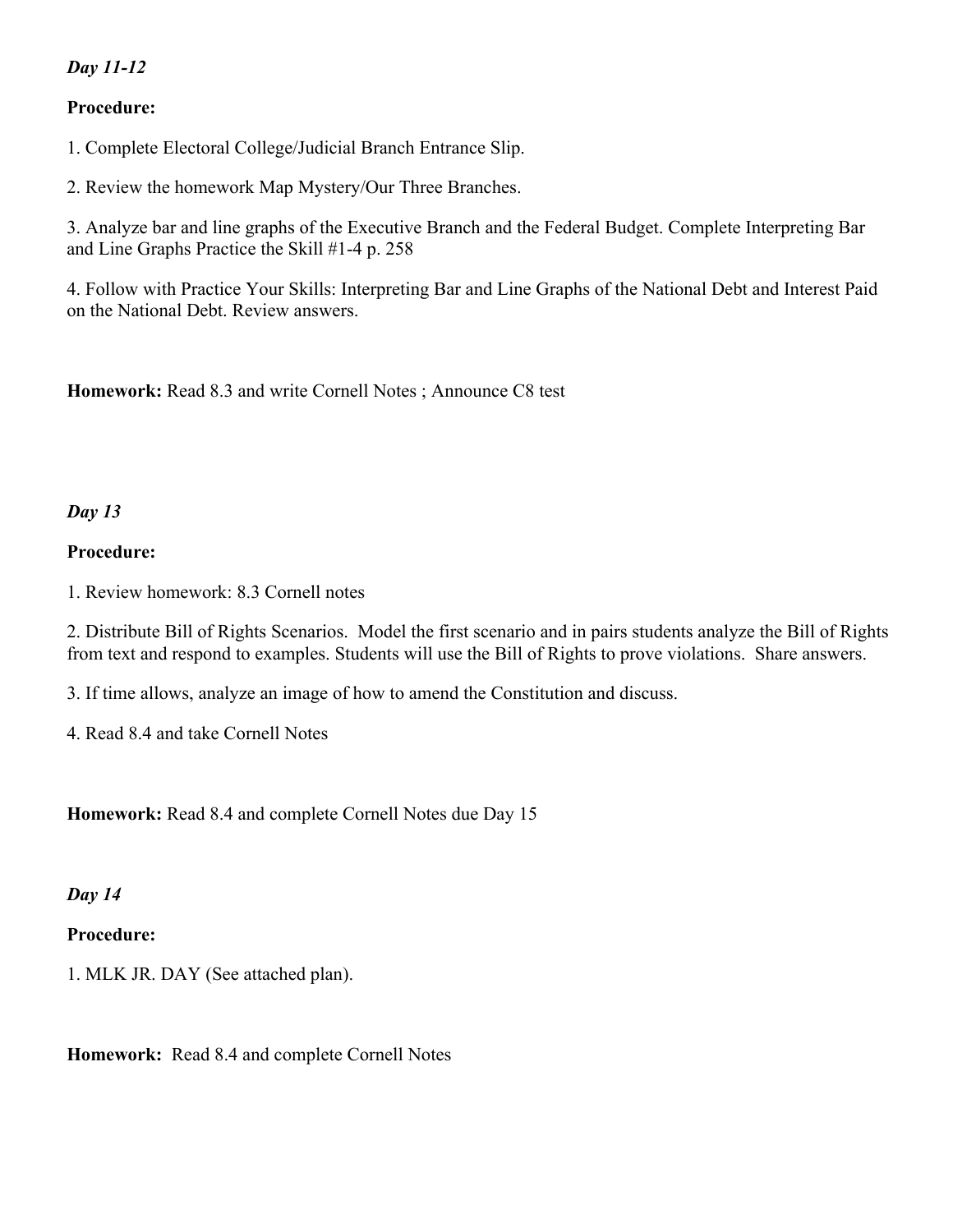***Day 11-12***

**Procedure:**

1. Complete Electoral College/Judicial Branch Entrance Slip.

2. Review the homework Map Mystery/Our Three Branches.

3. Analyze bar and line graphs of the Executive Branch and the Federal Budget. Complete Interpreting Bar and Line Graphs Practice the Skill #1-4 p. 258

4. Follow with Practice Your Skills: Interpreting Bar and Line Graphs of the National Debt and Interest Paid on the National Debt. Review answers.

**Homework:** Read 8.3 and write Cornell Notes ; Announce C8 test

***Day 13***

**Procedure:**

1. Review homework: 8.3 Cornell notes

2. Distribute Bill of Rights Scenarios. Model the first scenario and in pairs students analyze the Bill of Rights from text and respond to examples. Students will use the Bill of Rights to prove violations. Share answers.

3. If time allows, analyze an image of how to amend the Constitution and discuss.

4. Read 8.4 and take Cornell Notes

**Homework:** Read 8.4 and complete Cornell Notes due Day 15

***Day 14***

**Procedure:**

1. MLK JR. DAY (See attached plan).

**Homework:** Read 8.4 and complete Cornell Notes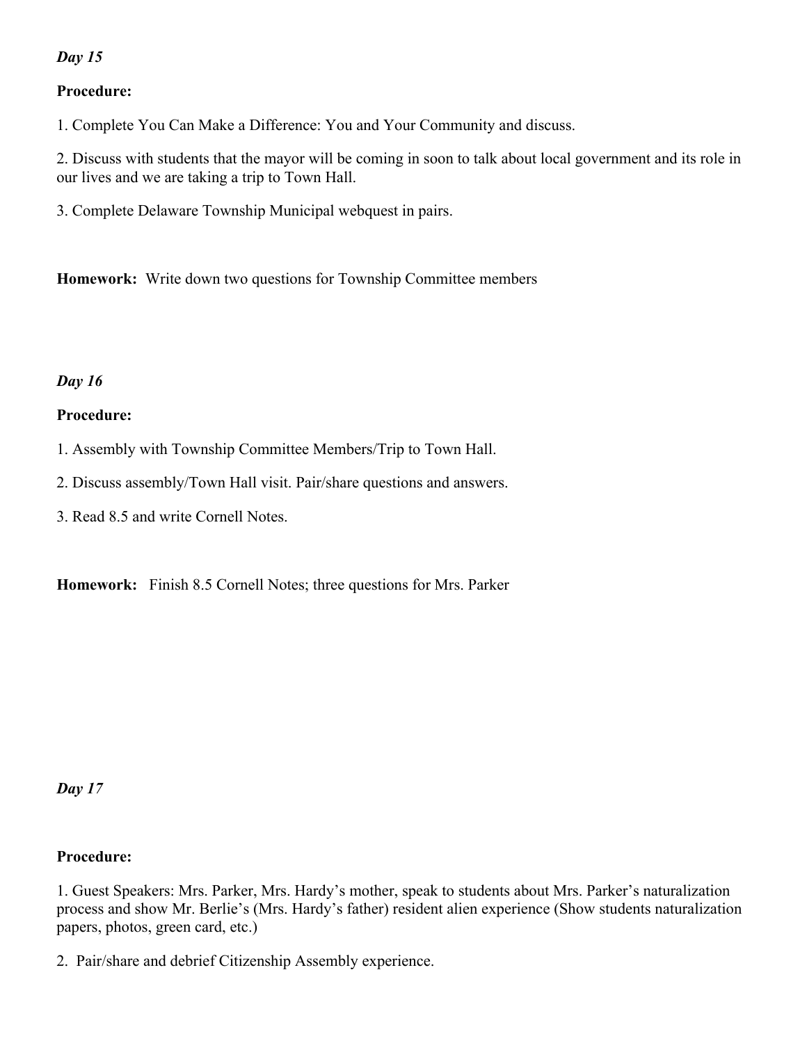*Day 15*

**Procedure:**

1. Complete You Can Make a Difference: You and Your Community and discuss.

2. Discuss with students that the mayor will be coming in soon to talk about local government and its role in our lives and we are taking a trip to Town Hall.

3. Complete Delaware Township Municipal webquest in pairs.

**Homework:** Write down two questions for Township Committee members

*Day 16*

**Procedure:**

1. Assembly with Township Committee Members/Trip to Town Hall.

2. Discuss assembly/Town Hall visit. Pair/share questions and answers.

3. Read 8.5 and write Cornell Notes.

**Homework:** Finish 8.5 Cornell Notes; three questions for Mrs. Parker

*Day 17*

**Procedure:**

1. Guest Speakers: Mrs. Parker, Mrs. Hardy's mother, speak to students about Mrs. Parker's naturalization process and show Mr. Berlie's (Mrs. Hardy's father) resident alien experience (Show students naturalization papers, photos, green card, etc.)

2. Pair/share and debrief Citizenship Assembly experience.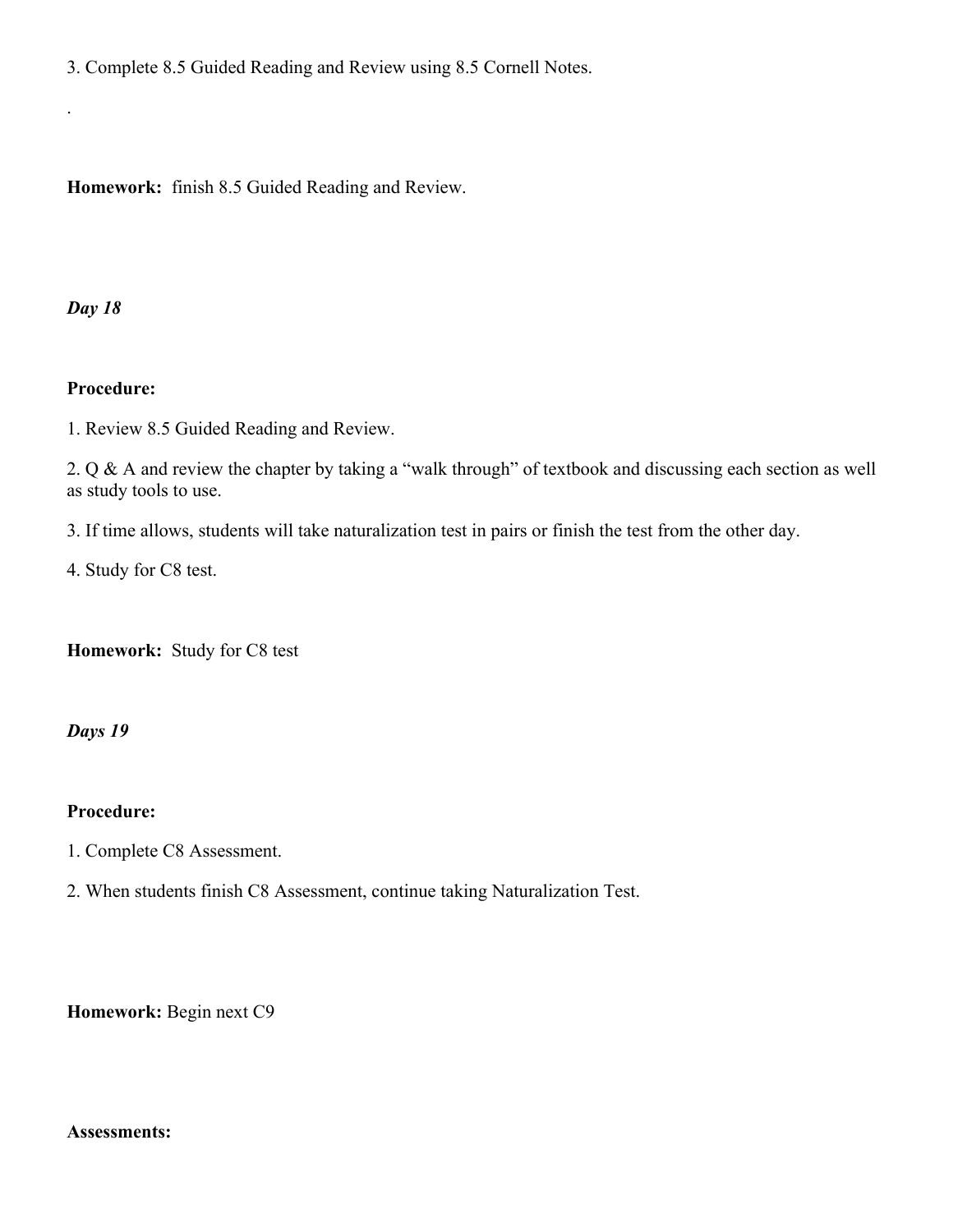3. Complete 8.5 Guided Reading and Review using 8.5 Cornell Notes.

.

**Homework:** finish 8.5 Guided Reading and Review.

***Day 18***

**Procedure:**

1. Review 8.5 Guided Reading and Review.

2. Q & A and review the chapter by taking a "walk through" of textbook and discussing each section as well as study tools to use.

3. If time allows, students will take naturalization test in pairs or finish the test from the other day.

4. Study for C8 test.

**Homework:** Study for C8 test

***Days 19***

**Procedure:**

1. Complete C8 Assessment.

2. When students finish C8 Assessment, continue taking Naturalization Test.

**Homework:** Begin next C9

**Assessments:**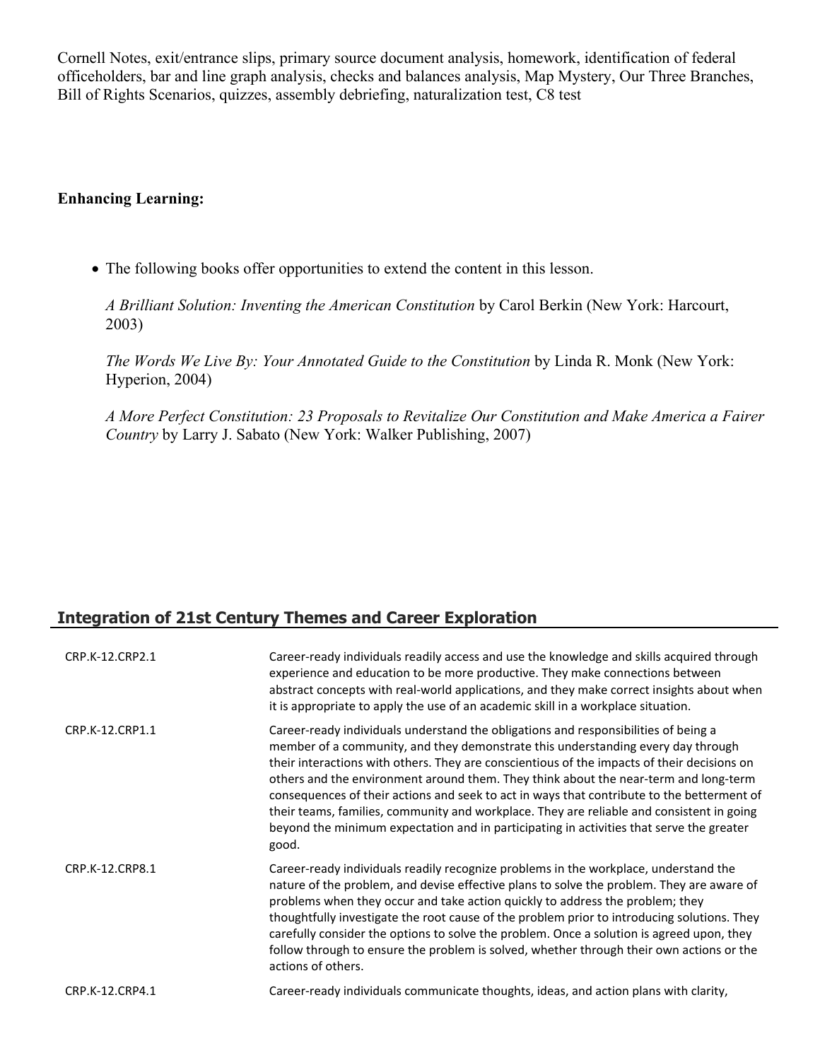Cornell Notes, exit/entrance slips, primary source document analysis, homework, identification of federal officeholders, bar and line graph analysis, checks and balances analysis, Map Mystery, Our Three Branches, Bill of Rights Scenarios, quizzes, assembly debriefing, naturalization test, C8 test

**Enhancing Learning:**

- The following books offer opportunities to extend the content in this lesson.

  *A Brilliant Solution: Inventing the American Constitution* by Carol Berkin (New York: Harcourt, 2003)

  *The Words We Live By: Your Annotated Guide to the Constitution* by Linda R. Monk (New York: Hyperion, 2004)

  *A More Perfect Constitution: 23 Proposals to Revitalize Our Constitution and Make America a Fairer Country* by Larry J. Sabato (New York: Walker Publishing, 2007)

## Integration of 21st Century Themes and Career Exploration

| | |
|---|---|
| CRP.K-12.CRP2.1 | Career-ready individuals readily access and use the knowledge and skills acquired through experience and education to be more productive. They make connections between abstract concepts with real-world applications, and they make correct insights about when it is appropriate to apply the use of an academic skill in a workplace situation. |
| CRP.K-12.CRP1.1 | Career-ready individuals understand the obligations and responsibilities of being a member of a community, and they demonstrate this understanding every day through their interactions with others. They are conscientious of the impacts of their decisions on others and the environment around them. They think about the near-term and long-term consequences of their actions and seek to act in ways that contribute to the betterment of their teams, families, community and workplace. They are reliable and consistent in going beyond the minimum expectation and in participating in activities that serve the greater good. |
| CRP.K-12.CRP8.1 | Career-ready individuals readily recognize problems in the workplace, understand the nature of the problem, and devise effective plans to solve the problem. They are aware of problems when they occur and take action quickly to address the problem; they thoughtfully investigate the root cause of the problem prior to introducing solutions. They carefully consider the options to solve the problem. Once a solution is agreed upon, they follow through to ensure the problem is solved, whether through their own actions or the actions of others. |
| CRP.K-12.CRP4.1 | Career-ready individuals communicate thoughts, ideas, and action plans with clarity, |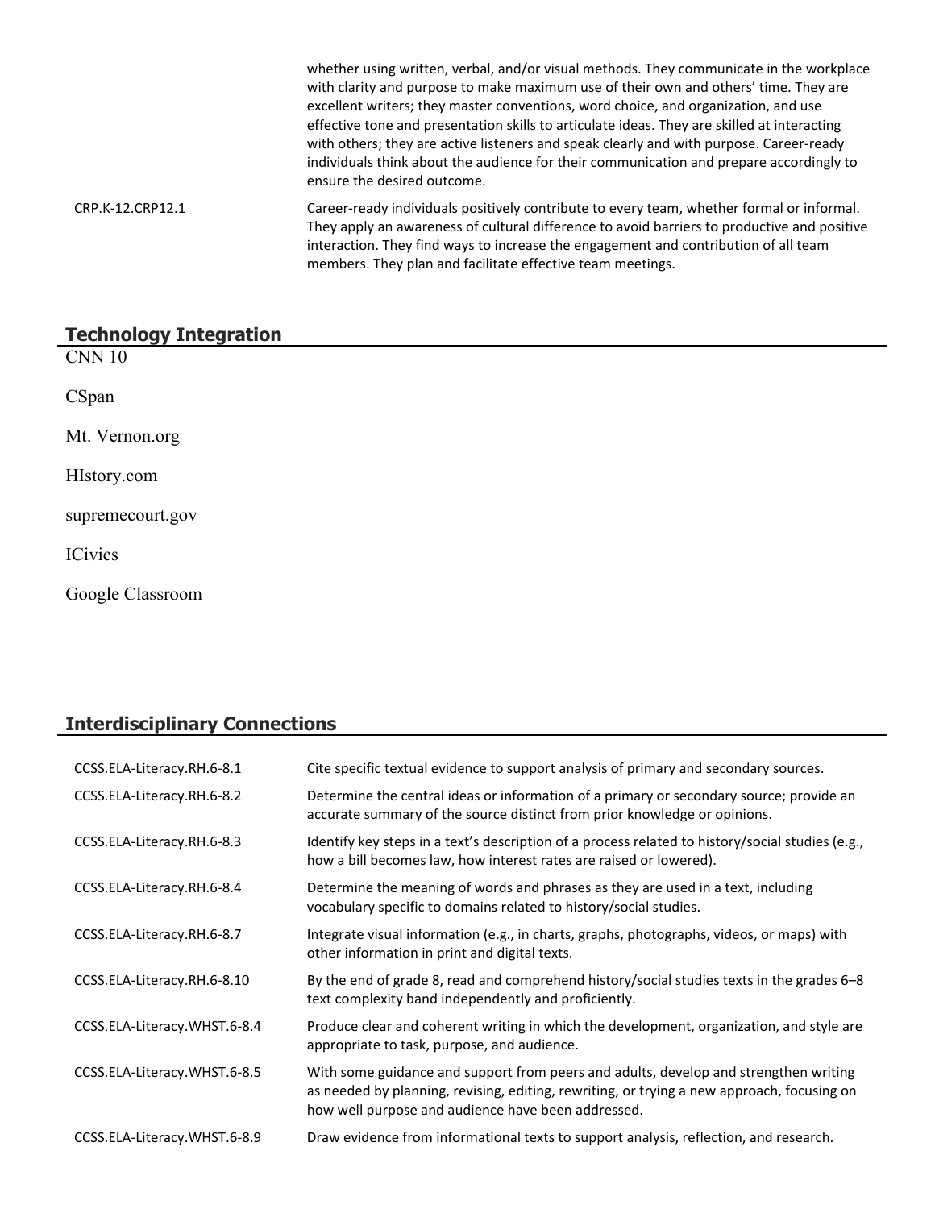| | |
|---|---|
| | whether using written, verbal, and/or visual methods. They communicate in the workplace with clarity and purpose to make maximum use of their own and others' time. They are excellent writers; they master conventions, word choice, and organization, and use effective tone and presentation skills to articulate ideas. They are skilled at interacting with others; they are active listeners and speak clearly and with purpose. Career-ready individuals think about the audience for their communication and prepare accordingly to ensure the desired outcome. |
| CRP.K-12.CRP12.1 | Career-ready individuals positively contribute to every team, whether formal or informal. They apply an awareness of cultural difference to avoid barriers to productive and positive interaction. They find ways to increase the engagement and contribution of all team members. They plan and facilitate effective team meetings. |

## Technology Integration

CNN 10

CSpan

Mt. Vernon.org

HIstory.com

supremecourt.gov

ICivics

Google Classroom

## Interdisciplinary Connections

| | |
|---|---|
| CCSS.ELA-Literacy.RH.6-8.1 | Cite specific textual evidence to support analysis of primary and secondary sources. |
| CCSS.ELA-Literacy.RH.6-8.2 | Determine the central ideas or information of a primary or secondary source; provide an accurate summary of the source distinct from prior knowledge or opinions. |
| CCSS.ELA-Literacy.RH.6-8.3 | Identify key steps in a text's description of a process related to history/social studies (e.g., how a bill becomes law, how interest rates are raised or lowered). |
| CCSS.ELA-Literacy.RH.6-8.4 | Determine the meaning of words and phrases as they are used in a text, including vocabulary specific to domains related to history/social studies. |
| CCSS.ELA-Literacy.RH.6-8.7 | Integrate visual information (e.g., in charts, graphs, photographs, videos, or maps) with other information in print and digital texts. |
| CCSS.ELA-Literacy.RH.6-8.10 | By the end of grade 8, read and comprehend history/social studies texts in the grades 6–8 text complexity band independently and proficiently. |
| CCSS.ELA-Literacy.WHST.6-8.4 | Produce clear and coherent writing in which the development, organization, and style are appropriate to task, purpose, and audience. |
| CCSS.ELA-Literacy.WHST.6-8.5 | With some guidance and support from peers and adults, develop and strengthen writing as needed by planning, revising, editing, rewriting, or trying a new approach, focusing on how well purpose and audience have been addressed. |
| CCSS.ELA-Literacy.WHST.6-8.9 | Draw evidence from informational texts to support analysis, reflection, and research. |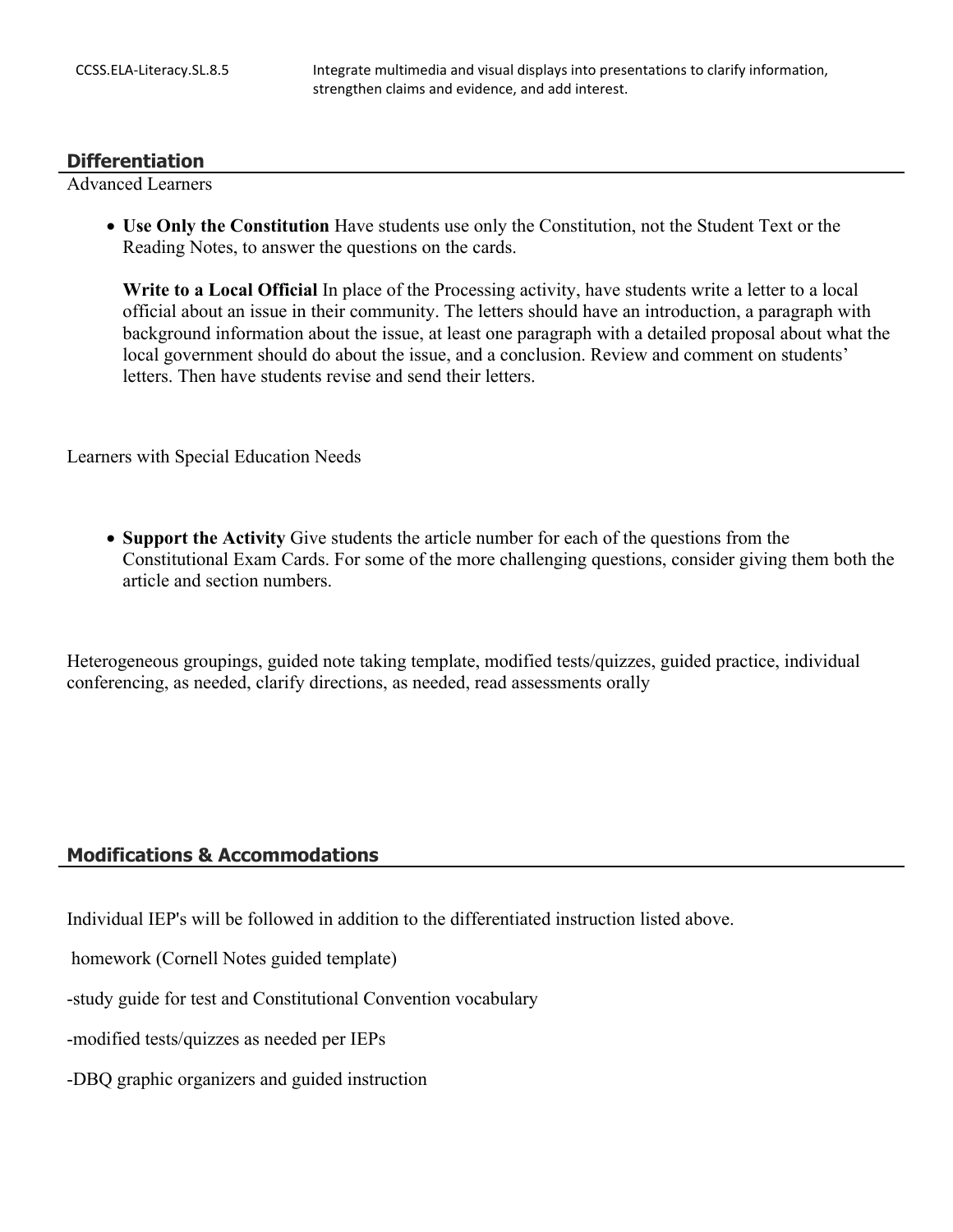| CCSS.ELA-Literacy.SL.8.5 | Integrate multimedia and visual displays into presentations to clarify information, strengthen claims and evidence, and add interest. |
|---|---|

## Differentiation

Advanced Learners

- **Use Only the Constitution** Have students use only the Constitution, not the Student Text or the Reading Notes, to answer the questions on the cards.

  **Write to a Local Official** In place of the Processing activity, have students write a letter to a local official about an issue in their community. The letters should have an introduction, a paragraph with background information about the issue, at least one paragraph with a detailed proposal about what the local government should do about the issue, and a conclusion. Review and comment on students' letters. Then have students revise and send their letters.

Learners with Special Education Needs

- **Support the Activity** Give students the article number for each of the questions from the Constitutional Exam Cards. For some of the more challenging questions, consider giving them both the article and section numbers.

Heterogeneous groupings, guided note taking template, modified tests/quizzes, guided practice, individual conferencing, as needed, clarify directions, as needed, read assessments orally

## Modifications & Accommodations

Individual IEP's will be followed in addition to the differentiated instruction listed above.

homework (Cornell Notes guided template)

-study guide for test and Constitutional Convention vocabulary

-modified tests/quizzes as needed per IEPs

-DBQ graphic organizers and guided instruction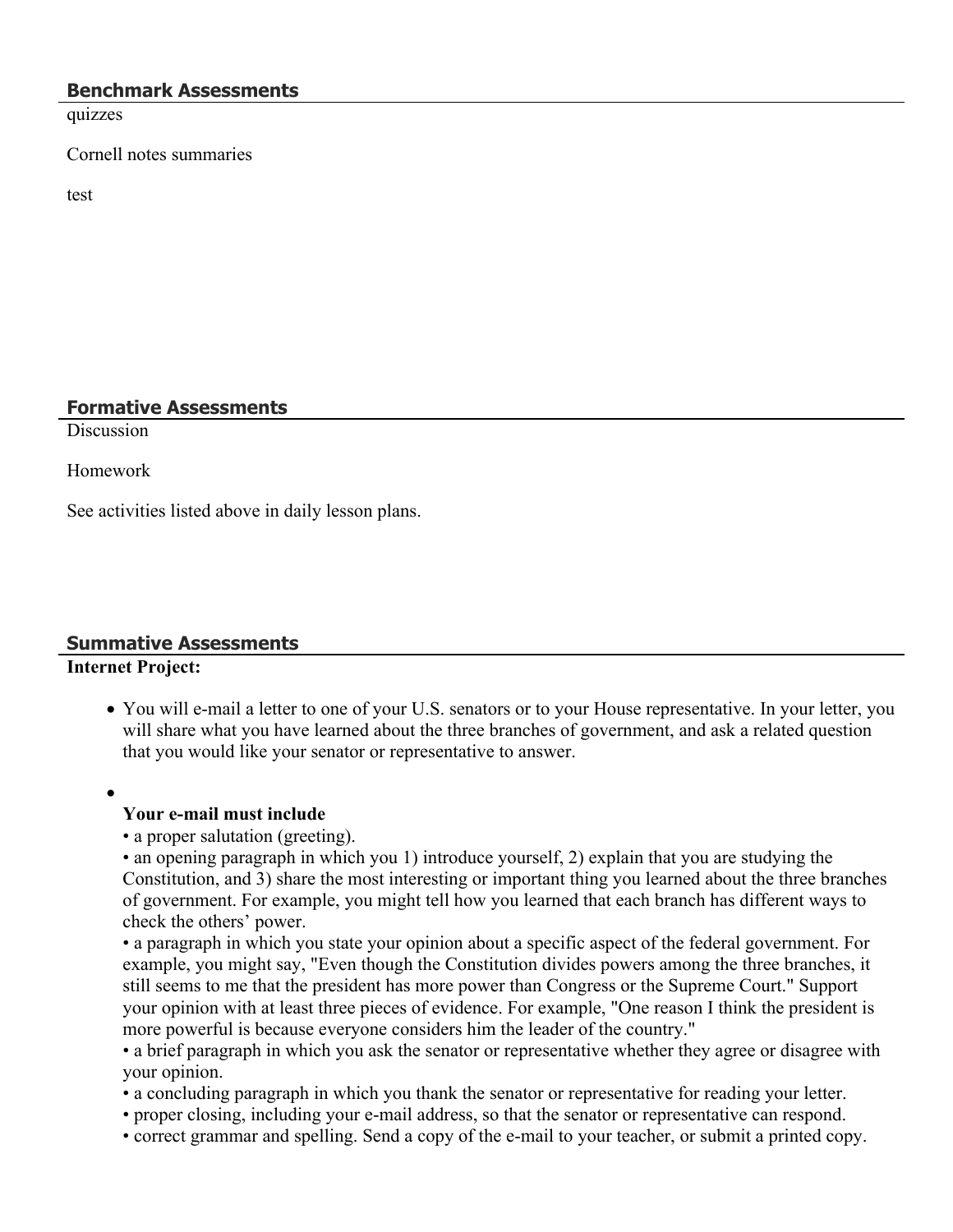## Benchmark Assessments

quizzes

Cornell notes summaries

test

## Formative Assessments

Discussion

Homework

See activities listed above in daily lesson plans.

## Summative Assessments

**Internet Project:**

- You will e-mail a letter to one of your U.S. senators or to your House representative. In your letter, you will share what you have learned about the three branches of government, and ask a related question that you would like your senator or representative to answer.
- **Your e-mail must include**
  • a proper salutation (greeting).
  • an opening paragraph in which you 1) introduce yourself, 2) explain that you are studying the Constitution, and 3) share the most interesting or important thing you learned about the three branches of government. For example, you might tell how you learned that each branch has different ways to check the others' power.
  • a paragraph in which you state your opinion about a specific aspect of the federal government. For example, you might say, "Even though the Constitution divides powers among the three branches, it still seems to me that the president has more power than Congress or the Supreme Court." Support your opinion with at least three pieces of evidence. For example, "One reason I think the president is more powerful is because everyone considers him the leader of the country."
  • a brief paragraph in which you ask the senator or representative whether they agree or disagree with your opinion.
  • a concluding paragraph in which you thank the senator or representative for reading your letter.
  • proper closing, including your e-mail address, so that the senator or representative can respond.
  • correct grammar and spelling. Send a copy of the e-mail to your teacher, or submit a printed copy.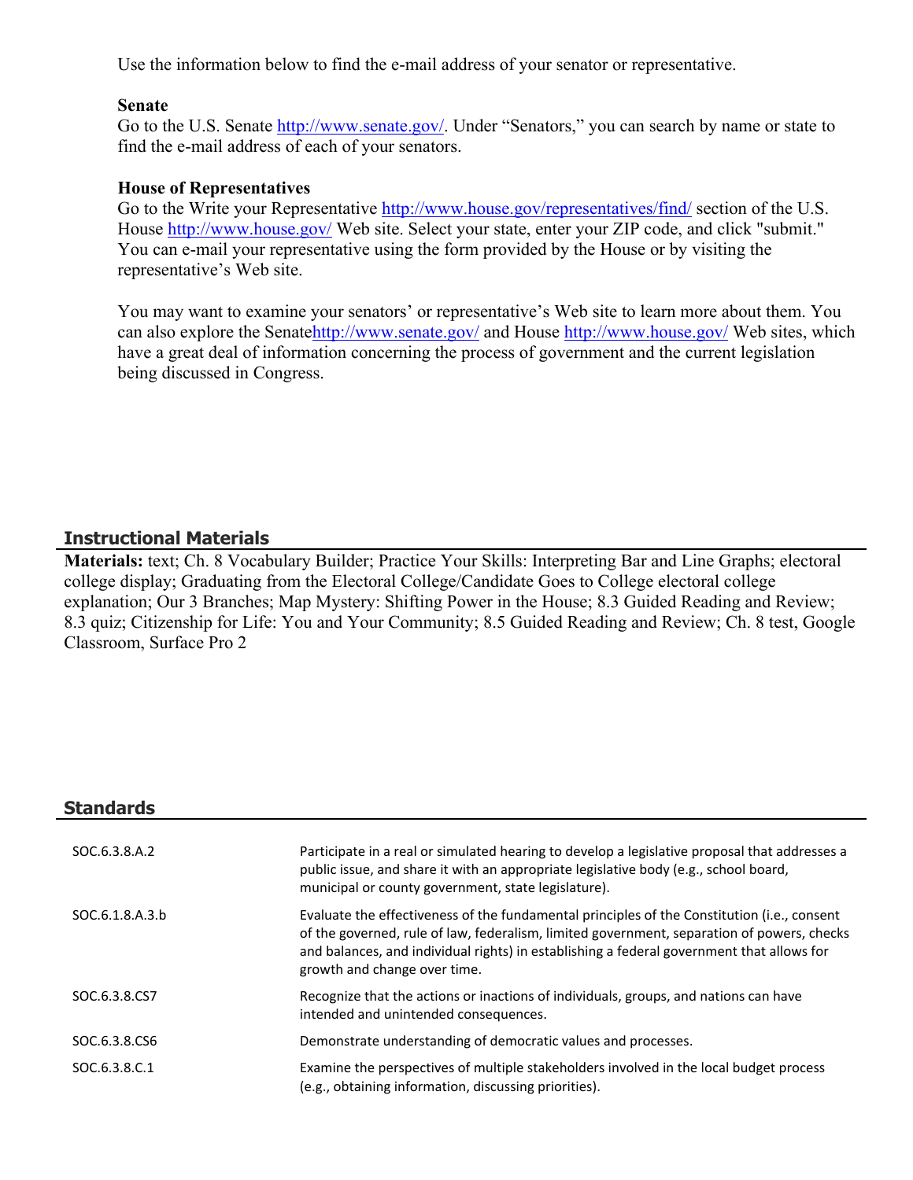Use the information below to find the e-mail address of your senator or representative.

**Senate**
Go to the U.S. Senate http://www.senate.gov/. Under "Senators," you can search by name or state to find the e-mail address of each of your senators.

**House of Representatives**
Go to the Write your Representative http://www.house.gov/representatives/find/ section of the U.S. House http://www.house.gov/ Web site. Select your state, enter your ZIP code, and click "submit." You can e-mail your representative using the form provided by the House or by visiting the representative's Web site.

You may want to examine your senators' or representative's Web site to learn more about them. You can also explore the Senatehttp://www.senate.gov/ and House http://www.house.gov/ Web sites, which have a great deal of information concerning the process of government and the current legislation being discussed in Congress.

## Instructional Materials

**Materials:** text; Ch. 8 Vocabulary Builder; Practice Your Skills: Interpreting Bar and Line Graphs; electoral college display; Graduating from the Electoral College/Candidate Goes to College electoral college explanation; Our 3 Branches; Map Mystery: Shifting Power in the House; 8.3 Guided Reading and Review; 8.3 quiz; Citizenship for Life: You and Your Community; 8.5 Guided Reading and Review; Ch. 8 test, Google Classroom, Surface Pro 2

## Standards

| | |
|---|---|
| SOC.6.3.8.A.2 | Participate in a real or simulated hearing to develop a legislative proposal that addresses a public issue, and share it with an appropriate legislative body (e.g., school board, municipal or county government, state legislature). |
| SOC.6.1.8.A.3.b | Evaluate the effectiveness of the fundamental principles of the Constitution (i.e., consent of the governed, rule of law, federalism, limited government, separation of powers, checks and balances, and individual rights) in establishing a federal government that allows for growth and change over time. |
| SOC.6.3.8.CS7 | Recognize that the actions or inactions of individuals, groups, and nations can have intended and unintended consequences. |
| SOC.6.3.8.CS6 | Demonstrate understanding of democratic values and processes. |
| SOC.6.3.8.C.1 | Examine the perspectives of multiple stakeholders involved in the local budget process (e.g., obtaining information, discussing priorities). |